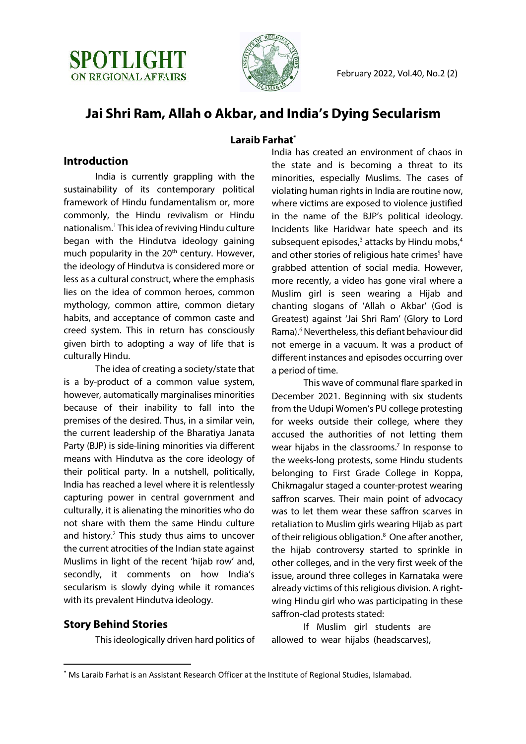# Jai Shri Ram, Allah o Akbar, and India's Dying Secularism

**Laraib Farhat***

## Introduction

India is currently grappling with the sustainability of its contemporary political framework of Hindu fundamentalism or, more commonly, the Hindu revivalism or Hindu nationalism.[1] This idea of reviving Hindu culture began with the Hindutva ideology gaining much popularity in the 20th century. However, the ideology of Hindutva is considered more or less as a cultural construct, where the emphasis lies on the idea of common heroes, common mythology, common attire, common dietary habits, and acceptance of common caste and creed system. This in return has consciously given birth to adopting a way of life that is culturally Hindu.

The idea of creating a society/state that is a by-product of a common value system, however, automatically marginalises minorities because of their inability to fall into the premises of the desired. Thus, in a similar vein, the current leadership of the Bharatiya Janata Party (BJP) is side-lining minorities via different means with Hindutva as the core ideology of their political party. In a nutshell, politically, India has reached a level where it is relentlessly capturing power in central government and culturally, it is alienating the minorities who do not share with them the same Hindu culture and history.[2] This study thus aims to uncover the current atrocities of the Indian state against Muslims in light of the recent 'hijab row' and, secondly, it comments on how India's secularism is slowly dying while it romances with its prevalent Hindutva ideology.

## Story Behind Stories

This ideologically driven hard politics of India has created an environment of chaos in the state and is becoming a threat to its minorities, especially Muslims. The cases of violating human rights in India are routine now, where victims are exposed to violence justified in the name of the BJP's political ideology. Incidents like Haridwar hate speech and its subsequent episodes,[3] attacks by Hindu mobs,[4] and other stories of religious hate crimes[5] have grabbed attention of social media. However, more recently, a video has gone viral where a Muslim girl is seen wearing a Hijab and chanting slogans of 'Allah o Akbar' (God is Greatest) against 'Jai Shri Ram' (Glory to Lord Rama).[6] Nevertheless, this defiant behaviour did not emerge in a vacuum. It was a product of different instances and episodes occurring over a period of time.

This wave of communal flare sparked in December 2021. Beginning with six students from the Udupi Women's PU college protesting for weeks outside their college, where they accused the authorities of not letting them wear hijabs in the classrooms.[7] In response to the weeks-long protests, some Hindu students belonging to First Grade College in Koppa, Chikmagalur staged a counter-protest wearing saffron scarves. Their main point of advocacy was to let them wear these saffron scarves in retaliation to Muslim girls wearing Hijab as part of their religious obligation.[8] One after another, the hijab controversy started to sprinkle in other colleges, and in the very first week of the issue, around three colleges in Karnataka were already victims of this religious division. A right-wing Hindu girl who was participating in these saffron-clad protests stated:

> If Muslim girl students are allowed to wear hijabs (headscarves),

---

* Ms Laraib Farhat is an Assistant Research Officer at the Institute of Regional Studies, Islamabad.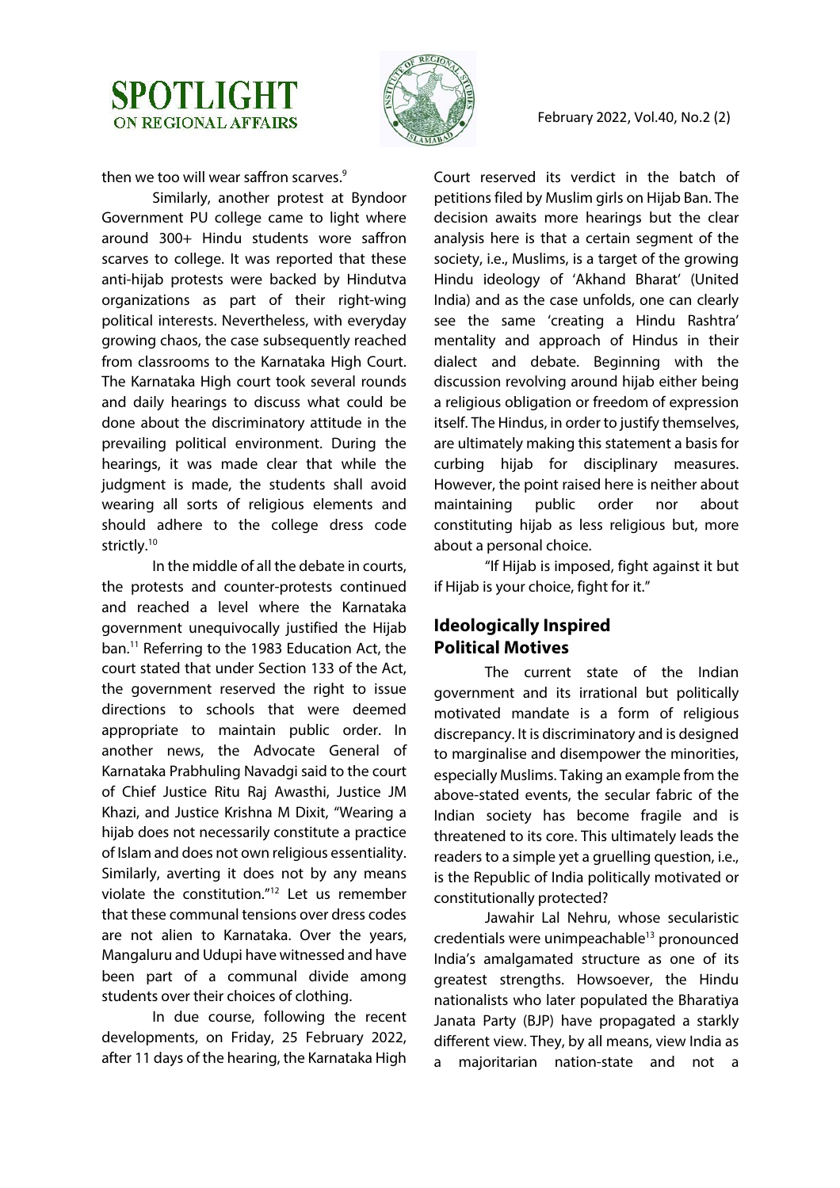then we too will wear saffron scarves.[9]

Similarly, another protest at Byndoor Government PU college came to light where around 300+ Hindu students wore saffron scarves to college. It was reported that these anti-hijab protests were backed by Hindutva organizations as part of their right-wing political interests. Nevertheless, with everyday growing chaos, the case subsequently reached from classrooms to the Karnataka High Court. The Karnataka High court took several rounds and daily hearings to discuss what could be done about the discriminatory attitude in the prevailing political environment. During the hearings, it was made clear that while the judgment is made, the students shall avoid wearing all sorts of religious elements and should adhere to the college dress code strictly.[10]

In the middle of all the debate in courts, the protests and counter-protests continued and reached a level where the Karnataka government unequivocally justified the Hijab ban.[11] Referring to the 1983 Education Act, the court stated that under Section 133 of the Act, the government reserved the right to issue directions to schools that were deemed appropriate to maintain public order. In another news, the Advocate General of Karnataka Prabhuling Navadgi said to the court of Chief Justice Ritu Raj Awasthi, Justice JM Khazi, and Justice Krishna M Dixit, "Wearing a hijab does not necessarily constitute a practice of Islam and does not own religious essentiality. Similarly, averting it does not by any means violate the constitution."[12] Let us remember that these communal tensions over dress codes are not alien to Karnataka. Over the years, Mangaluru and Udupi have witnessed and have been part of a communal divide among students over their choices of clothing.

In due course, following the recent developments, on Friday, 25 February 2022, after 11 days of the hearing, the Karnataka High Court reserved its verdict in the batch of petitions filed by Muslim girls on Hijab Ban. The decision awaits more hearings but the clear analysis here is that a certain segment of the society, i.e., Muslims, is a target of the growing Hindu ideology of 'Akhand Bharat' (United India) and as the case unfolds, one can clearly see the same 'creating a Hindu Rashtra' mentality and approach of Hindus in their dialect and debate. Beginning with the discussion revolving around hijab either being a religious obligation or freedom of expression itself. The Hindus, in order to justify themselves, are ultimately making this statement a basis for curbing hijab for disciplinary measures. However, the point raised here is neither about maintaining public order nor about constituting hijab as less religious but, more about a personal choice.

"If Hijab is imposed, fight against it but if Hijab is your choice, fight for it."

## Ideologically Inspired Political Motives

The current state of the Indian government and its irrational but politically motivated mandate is a form of religious discrepancy. It is discriminatory and is designed to marginalise and disempower the minorities, especially Muslims. Taking an example from the above-stated events, the secular fabric of the Indian society has become fragile and is threatened to its core. This ultimately leads the readers to a simple yet a gruelling question, i.e., is the Republic of India politically motivated or constitutionally protected?

Jawahir Lal Nehru, whose secularistic credentials were unimpeachable[13] pronounced India's amalgamated structure as one of its greatest strengths. Howsoever, the Hindu nationalists who later populated the Bharatiya Janata Party (BJP) have propagated a starkly different view. They, by all means, view India as a majoritarian nation-state and not a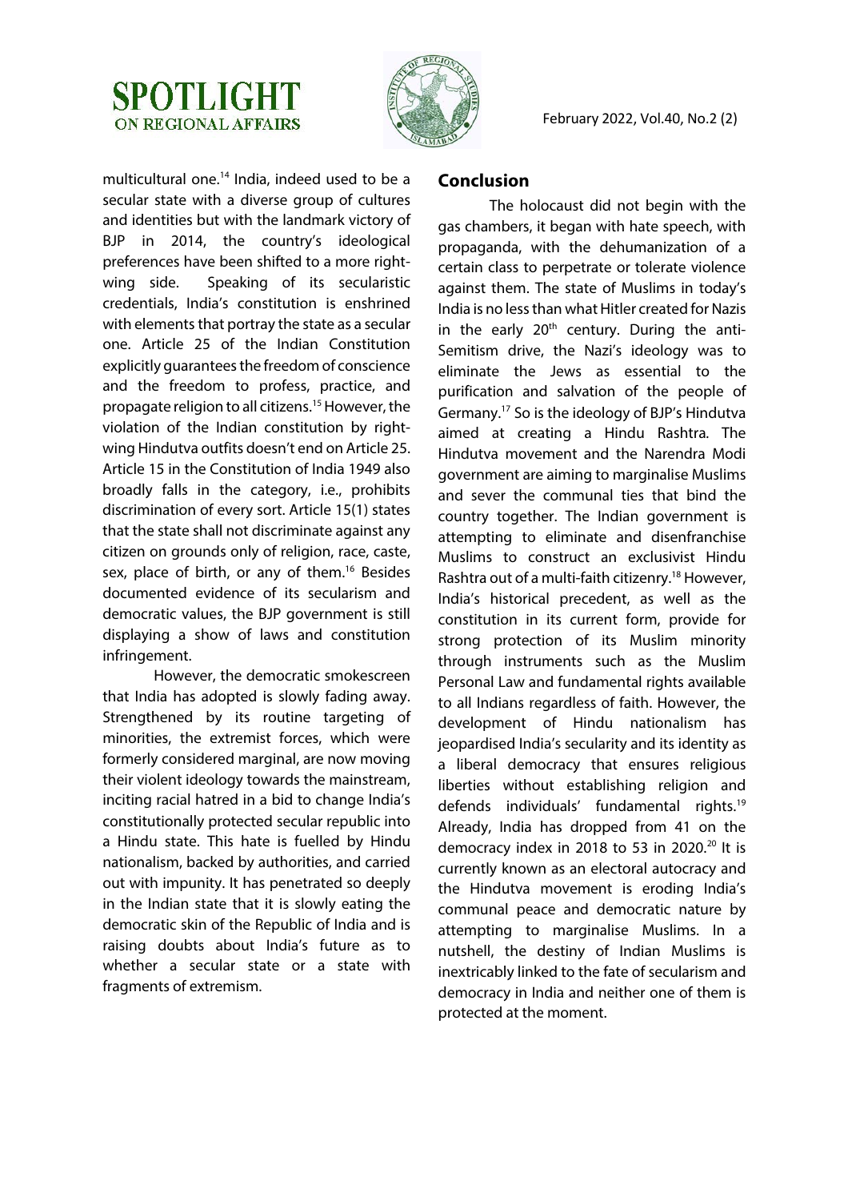multicultural one.[14] India, indeed used to be a secular state with a diverse group of cultures and identities but with the landmark victory of BJP in 2014, the country's ideological preferences have been shifted to a more right-wing side. Speaking of its secularistic credentials, India's constitution is enshrined with elements that portray the state as a secular one. Article 25 of the Indian Constitution explicitly guarantees the freedom of conscience and the freedom to profess, practice, and propagate religion to all citizens.[15] However, the violation of the Indian constitution by right-wing Hindutva outfits doesn't end on Article 25. Article 15 in the Constitution of India 1949 also broadly falls in the category, i.e., prohibits discrimination of every sort. Article 15(1) states that the state shall not discriminate against any citizen on grounds only of religion, race, caste, sex, place of birth, or any of them.[16] Besides documented evidence of its secularism and democratic values, the BJP government is still displaying a show of laws and constitution infringement.

However, the democratic smokescreen that India has adopted is slowly fading away. Strengthened by its routine targeting of minorities, the extremist forces, which were formerly considered marginal, are now moving their violent ideology towards the mainstream, inciting racial hatred in a bid to change India's constitutionally protected secular republic into a Hindu state. This hate is fuelled by Hindu nationalism, backed by authorities, and carried out with impunity. It has penetrated so deeply in the Indian state that it is slowly eating the democratic skin of the Republic of India and is raising doubts about India's future as to whether a secular state or a state with fragments of extremism.

## Conclusion

The holocaust did not begin with the gas chambers, it began with hate speech, with propaganda, with the dehumanization of a certain class to perpetrate or tolerate violence against them. The state of Muslims in today's India is no less than what Hitler created for Nazis in the early 20th century. During the anti-Semitism drive, the Nazi's ideology was to eliminate the Jews as essential to the purification and salvation of the people of Germany.[17] So is the ideology of BJP's Hindutva aimed at creating a Hindu Rashtra. The Hindutva movement and the Narendra Modi government are aiming to marginalise Muslims and sever the communal ties that bind the country together. The Indian government is attempting to eliminate and disenfranchise Muslims to construct an exclusivist Hindu Rashtra out of a multi-faith citizenry.[18] However, India's historical precedent, as well as the constitution in its current form, provide for strong protection of its Muslim minority through instruments such as the Muslim Personal Law and fundamental rights available to all Indians regardless of faith. However, the development of Hindu nationalism has jeopardised India's secularity and its identity as a liberal democracy that ensures religious liberties without establishing religion and defends individuals' fundamental rights.[19] Already, India has dropped from 41 on the democracy index in 2018 to 53 in 2020.[20] It is currently known as an electoral autocracy and the Hindutva movement is eroding India's communal peace and democratic nature by attempting to marginalise Muslims. In a nutshell, the destiny of Indian Muslims is inextricably linked to the fate of secularism and democracy in India and neither one of them is protected at the moment.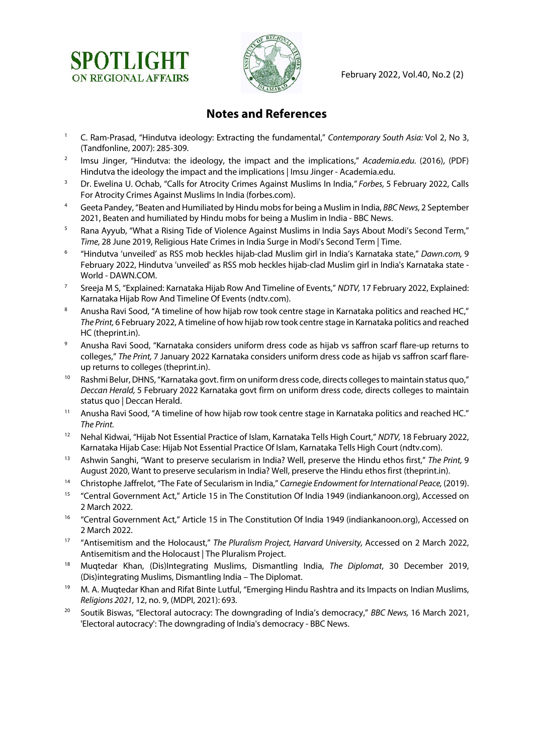## Notes and References

[1] C. Ram-Prasad, "Hindutva ideology: Extracting the fundamental," *Contemporary South Asia:* Vol 2, No 3, (Tandfonline, 2007): 285-309.

[2] Imsu Jinger, "Hindutva: the ideology, the impact and the implications," *Academia.edu.* (2016), (PDF) Hindutva the ideology the impact and the implications | Imsu Jinger - Academia.edu.

[3] Dr. Ewelina U. Ochab, "Calls for Atrocity Crimes Against Muslims In India," *Forbes,* 5 February 2022, Calls For Atrocity Crimes Against Muslims In India (forbes.com).

[4] Geeta Pandey, "Beaten and Humiliated by Hindu mobs for being a Muslim in India, *BBC News,* 2 September 2021, Beaten and humiliated by Hindu mobs for being a Muslim in India - BBC News.

[5] Rana Ayyub, "What a Rising Tide of Violence Against Muslims in India Says About Modi's Second Term," *Time,* 28 June 2019, Religious Hate Crimes in India Surge in Modi's Second Term | Time.

[6] "Hindutva 'unveiled' as RSS mob heckles hijab-clad Muslim girl in India's Karnataka state," *Dawn.com,* 9 February 2022, Hindutva 'unveiled' as RSS mob heckles hijab-clad Muslim girl in India's Karnataka state - World - DAWN.COM.

[7] Sreeja M S, "Explained: Karnataka Hijab Row And Timeline of Events," *NDTV,* 17 February 2022, Explained: Karnataka Hijab Row And Timeline Of Events (ndtv.com).

[8] Anusha Ravi Sood, "A timeline of how hijab row took centre stage in Karnataka politics and reached HC," *The Print,* 6 February 2022, A timeline of how hijab row took centre stage in Karnataka politics and reached HC (theprint.in).

[9] Anusha Ravi Sood, "Karnataka considers uniform dress code as hijab vs saffron scarf flare-up returns to colleges," *The Print,* 7 January 2022 Karnataka considers uniform dress code as hijab vs saffron scarf flare-up returns to colleges (theprint.in).

[10] Rashmi Belur, DHNS, "Karnataka govt. firm on uniform dress code, directs colleges to maintain status quo," *Deccan Herald,* 5 February 2022 Karnataka govt firm on uniform dress code, directs colleges to maintain status quo | Deccan Herald.

[11] Anusha Ravi Sood, "A timeline of how hijab row took centre stage in Karnataka politics and reached HC." *The Print.*

[12] Nehal Kidwai, "Hijab Not Essential Practice of Islam, Karnataka Tells High Court," *NDTV,* 18 February 2022, Karnataka Hijab Case: Hijab Not Essential Practice Of Islam, Karnataka Tells High Court (ndtv.com).

[13] Ashwin Sanghi, "Want to preserve secularism in India? Well, preserve the Hindu ethos first," *The Print,* 9 August 2020, Want to preserve secularism in India? Well, preserve the Hindu ethos first (theprint.in).

[14] Christophe Jaffrelot, "The Fate of Secularism in India," *Carnegie Endowment for International Peace,* (2019).

[15] "Central Government Act," Article 15 in The Constitution Of India 1949 (indiankanoon.org), Accessed on 2 March 2022.

[16] "Central Government Act," Article 15 in The Constitution Of India 1949 (indiankanoon.org), Accessed on 2 March 2022.

[17] "Antisemitism and the Holocaust," *The Pluralism Project, Harvard University,* Accessed on 2 March 2022, Antisemitism and the Holocaust | The Pluralism Project.

[18] Muqtedar Khan, (Dis)Integrating Muslims, Dismantling India, *The Diplomat*, 30 December 2019, (Dis)integrating Muslims, Dismantling India – The Diplomat.

[19] M. A. Muqtedar Khan and Rifat Binte Lutful, "Emerging Hindu Rashtra and its Impacts on Indian Muslims, *Religions 2021,* 12, no. 9, (MDPI, 2021): 693.

[20] Soutik Biswas, "Electoral autocracy: The downgrading of India's democracy," *BBC News,* 16 March 2021, 'Electoral autocracy': The downgrading of India's democracy - BBC News.